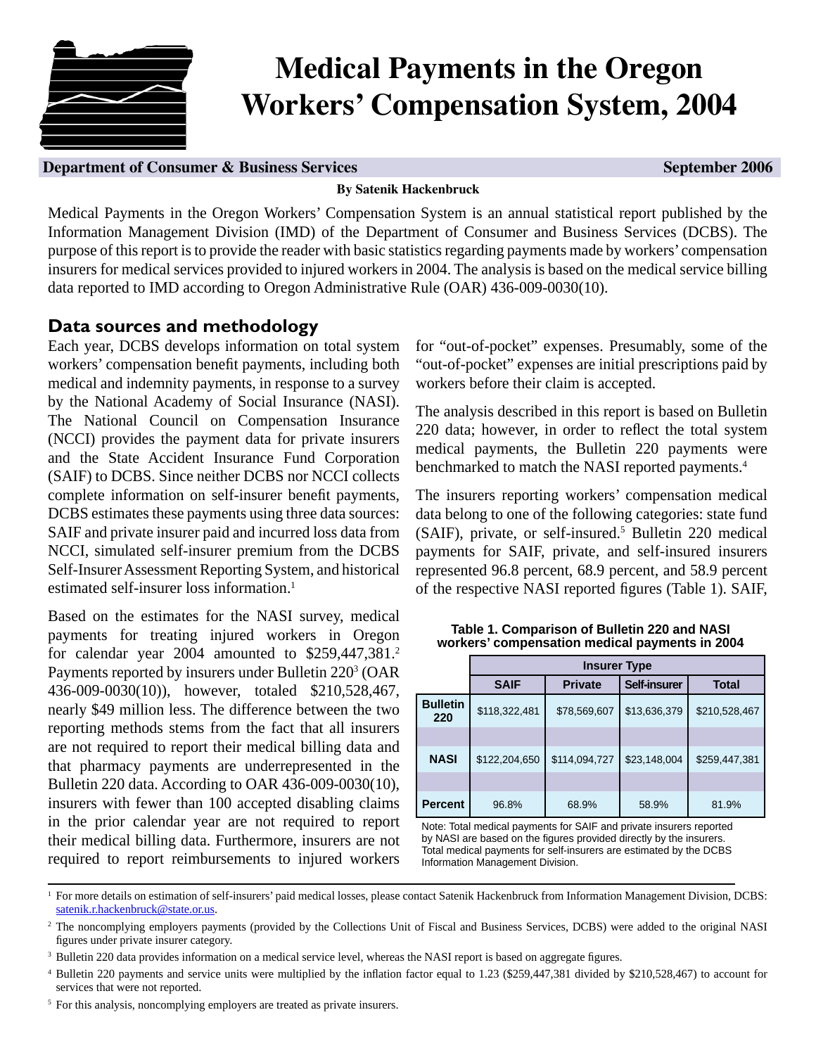# Medical Payments in the Oregon Workers' Compensation System, 2004

**Department of Consumer & Business Services** — **September 2006**

**By Satenik Hackenbruck**

Medical Payments in the Oregon Workers' Compensation System is an annual statistical report published by the Information Management Division (IMD) of the Department of Consumer and Business Services (DCBS). The purpose of this report is to provide the reader with basic statistics regarding payments made by workers' compensation insurers for medical services provided to injured workers in 2004. The analysis is based on the medical service billing data reported to IMD according to Oregon Administrative Rule (OAR) 436-009-0030(10).

## Data sources and methodology

Each year, DCBS develops information on total system workers' compensation benefit payments, including both medical and indemnity payments, in response to a survey by the National Academy of Social Insurance (NASI). The National Council on Compensation Insurance (NCCI) provides the payment data for private insurers and the State Accident Insurance Fund Corporation (SAIF) to DCBS. Since neither DCBS nor NCCI collects complete information on self-insurer benefit payments, DCBS estimates these payments using three data sources: SAIF and private insurer paid and incurred loss data from NCCI, simulated self-insurer premium from the DCBS Self-Insurer Assessment Reporting System, and historical estimated self-insurer loss information.[1]

Based on the estimates for the NASI survey, medical payments for treating injured workers in Oregon for calendar year 2004 amounted to $259,447,381.[2] Payments reported by insurers under Bulletin 220[3] (OAR 436-009-0030(10)), however, totaled $210,528,467, nearly $49 million less. The difference between the two reporting methods stems from the fact that all insurers are not required to report their medical billing data and that pharmacy payments are underrepresented in the Bulletin 220 data. According to OAR 436-009-0030(10), insurers with fewer than 100 accepted disabling claims in the prior calendar year are not required to report their medical billing data. Furthermore, insurers are not required to report reimbursements to injured workers for "out-of-pocket" expenses. Presumably, some of the "out-of-pocket" expenses are initial prescriptions paid by workers before their claim is accepted.

The analysis described in this report is based on Bulletin 220 data; however, in order to reflect the total system medical payments, the Bulletin 220 payments were benchmarked to match the NASI reported payments.[4]

The insurers reporting workers' compensation medical data belong to one of the following categories: state fund (SAIF), private, or self-insured.[5] Bulletin 220 medical payments for SAIF, private, and self-insured insurers represented 96.8 percent, 68.9 percent, and 58.9 percent of the respective NASI reported figures (Table 1). SAIF,

**Table 1. Comparison of Bulletin 220 and NASI workers' compensation medical payments in 2004**

| | Insurer Type | | | |
|---|---|---|---|---|
| | SAIF | Private | Self-insurer | Total |
| **Bulletin 220** | $118,322,481 | $78,569,607 | $13,636,379 | $210,528,467 |
| **NASI** | $122,204,650 | $114,094,727 | $23,148,004 | $259,447,381 |
| **Percent** | 96.8% | 68.9% | 58.9% | 81.9% |

Note: Total medical payments for SAIF and private insurers reported by NASI are based on the figures provided directly by the insurers. Total medical payments for self-insurers are estimated by the DCBS Information Management Division.

---

[1] For more details on estimation of self-insurers' paid medical losses, please contact Satenik Hackenbruck from Information Management Division, DCBS: satenik.r.hackenbruck@state.or.us.

[2] The noncomplying employers payments (provided by the Collections Unit of Fiscal and Business Services, DCBS) were added to the original NASI figures under private insurer category.

[3] Bulletin 220 data provides information on a medical service level, whereas the NASI report is based on aggregate figures.

[4] Bulletin 220 payments and service units were multiplied by the inflation factor equal to 1.23 ($259,447,381 divided by $210,528,467) to account for services that were not reported.

[5] For this analysis, noncomplying employers are treated as private insurers.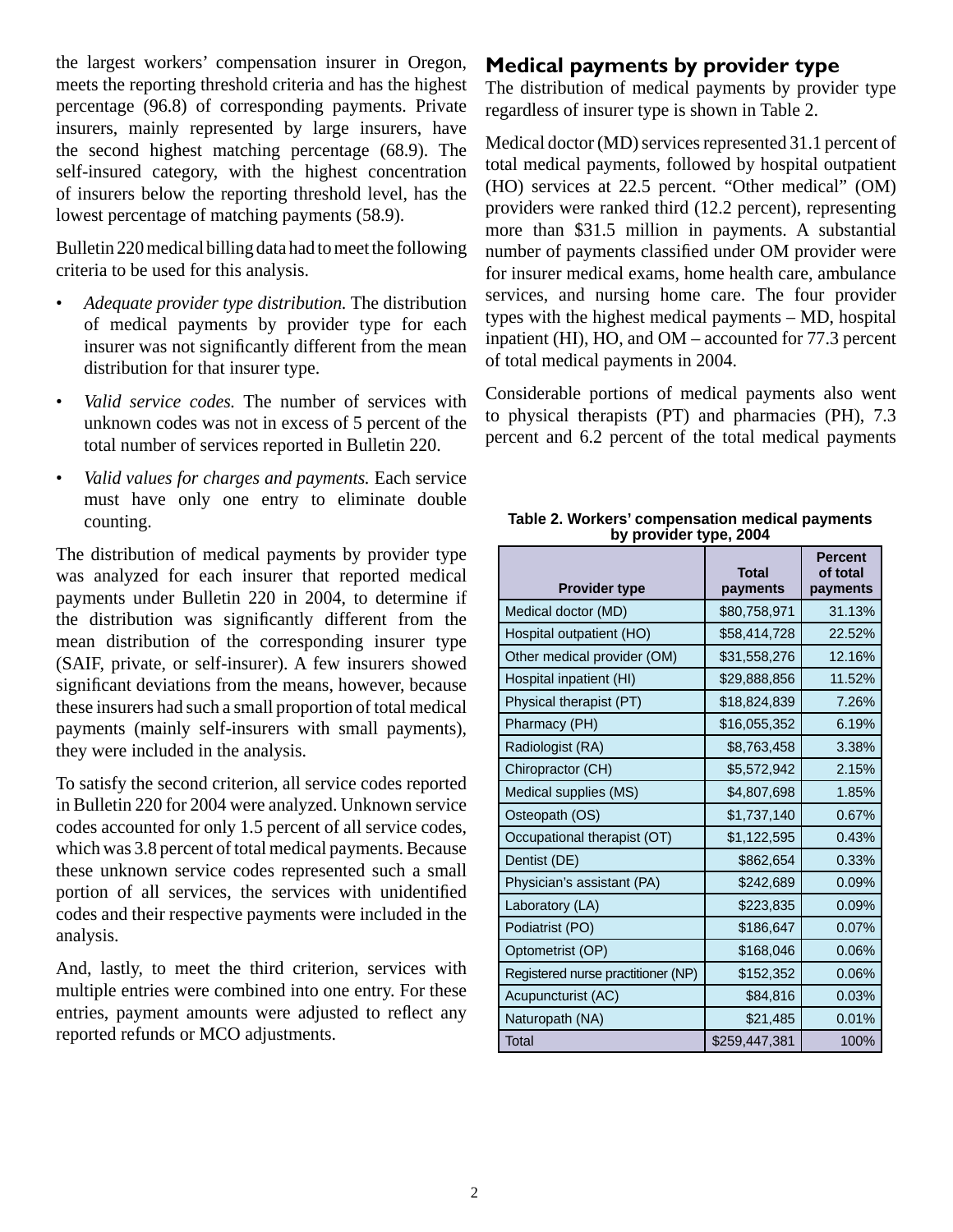the largest workers' compensation insurer in Oregon, meets the reporting threshold criteria and has the highest percentage (96.8) of corresponding payments. Private insurers, mainly represented by large insurers, have the second highest matching percentage (68.9). The self-insured category, with the highest concentration of insurers below the reporting threshold level, has the lowest percentage of matching payments (58.9).

Bulletin 220 medical billing data had to meet the following criteria to be used for this analysis.

- *Adequate provider type distribution.* The distribution of medical payments by provider type for each insurer was not significantly different from the mean distribution for that insurer type.
- *Valid service codes.* The number of services with unknown codes was not in excess of 5 percent of the total number of services reported in Bulletin 220.
- *Valid values for charges and payments.* Each service must have only one entry to eliminate double counting.

The distribution of medical payments by provider type was analyzed for each insurer that reported medical payments under Bulletin 220 in 2004, to determine if the distribution was significantly different from the mean distribution of the corresponding insurer type (SAIF, private, or self-insurer). A few insurers showed significant deviations from the means, however, because these insurers had such a small proportion of total medical payments (mainly self-insurers with small payments), they were included in the analysis.

To satisfy the second criterion, all service codes reported in Bulletin 220 for 2004 were analyzed. Unknown service codes accounted for only 1.5 percent of all service codes, which was 3.8 percent of total medical payments. Because these unknown service codes represented such a small portion of all services, the services with unidentified codes and their respective payments were included in the analysis.

And, lastly, to meet the third criterion, services with multiple entries were combined into one entry. For these entries, payment amounts were adjusted to reflect any reported refunds or MCO adjustments.

## Medical payments by provider type

The distribution of medical payments by provider type regardless of insurer type is shown in Table 2.

Medical doctor (MD) services represented 31.1 percent of total medical payments, followed by hospital outpatient (HO) services at 22.5 percent. "Other medical" (OM) providers were ranked third (12.2 percent), representing more than $31.5 million in payments. A substantial number of payments classified under OM provider were for insurer medical exams, home health care, ambulance services, and nursing home care. The four provider types with the highest medical payments – MD, hospital inpatient (HI), HO, and OM – accounted for 77.3 percent of total medical payments in 2004.

Considerable portions of medical payments also went to physical therapists (PT) and pharmacies (PH), 7.3 percent and 6.2 percent of the total medical payments

**Table 2. Workers' compensation medical payments by provider type, 2004**

| Provider type | Total payments | Percent of total payments |
|---|---|---|
| Medical doctor (MD) | $80,758,971 | 31.13% |
| Hospital outpatient (HO) | $58,414,728 | 22.52% |
| Other medical provider (OM) | $31,558,276 | 12.16% |
| Hospital inpatient (HI) | $29,888,856 | 11.52% |
| Physical therapist (PT) | $18,824,839 | 7.26% |
| Pharmacy (PH) | $16,055,352 | 6.19% |
| Radiologist (RA) | $8,763,458 | 3.38% |
| Chiropractor (CH) | $5,572,942 | 2.15% |
| Medical supplies (MS) | $4,807,698 | 1.85% |
| Osteopath (OS) | $1,737,140 | 0.67% |
| Occupational therapist (OT) | $1,122,595 | 0.43% |
| Dentist (DE) | $862,654 | 0.33% |
| Physician's assistant (PA) | $242,689 | 0.09% |
| Laboratory (LA) | $223,835 | 0.09% |
| Podiatrist (PO) | $186,647 | 0.07% |
| Optometrist (OP) | $168,046 | 0.06% |
| Registered nurse practitioner (NP) | $152,352 | 0.06% |
| Acupuncturist (AC) | $84,816 | 0.03% |
| Naturopath (NA) | $21,485 | 0.01% |
| Total | $259,447,381 | 100% |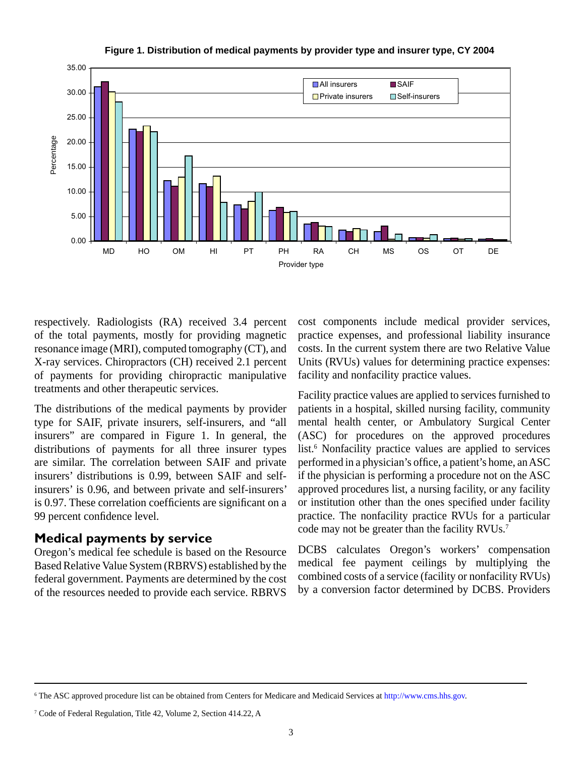**Figure 1. Distribution of medical payments by provider type and insurer type, CY 2004**

respectively. Radiologists (RA) received 3.4 percent of the total payments, mostly for providing magnetic resonance image (MRI), computed tomography (CT), and X-ray services. Chiropractors (CH) received 2.1 percent of payments for providing chiropractic manipulative treatments and other therapeutic services.

The distributions of the medical payments by provider type for SAIF, private insurers, self-insurers, and "all insurers" are compared in Figure 1. In general, the distributions of payments for all three insurer types are similar. The correlation between SAIF and private insurers' distributions is 0.99, between SAIF and self-insurers' is 0.96, and between private and self-insurers' is 0.97. These correlation coefficients are significant on a 99 percent confidence level.

## Medical payments by service

Oregon's medical fee schedule is based on the Resource Based Relative Value System (RBRVS) established by the federal government. Payments are determined by the cost of the resources needed to provide each service. RBRVS cost components include medical provider services, practice expenses, and professional liability insurance costs. In the current system there are two Relative Value Units (RVUs) values for determining practice expenses: facility and nonfacility practice values.

Facility practice values are applied to services furnished to patients in a hospital, skilled nursing facility, community mental health center, or Ambulatory Surgical Center (ASC) for procedures on the approved procedures list.[6] Nonfacility practice values are applied to services performed in a physician's office, a patient's home, an ASC if the physician is performing a procedure not on the ASC approved procedures list, a nursing facility, or any facility or institution other than the ones specified under facility practice. The nonfacility practice RVUs for a particular code may not be greater than the facility RVUs.[7]

DCBS calculates Oregon's workers' compensation medical fee payment ceilings by multiplying the combined costs of a service (facility or nonfacility RVUs) by a conversion factor determined by DCBS. Providers

---

[6] The ASC approved procedure list can be obtained from Centers for Medicare and Medicaid Services at http://www.cms.hhs.gov.

[7] Code of Federal Regulation, Title 42, Volume 2, Section 414.22, A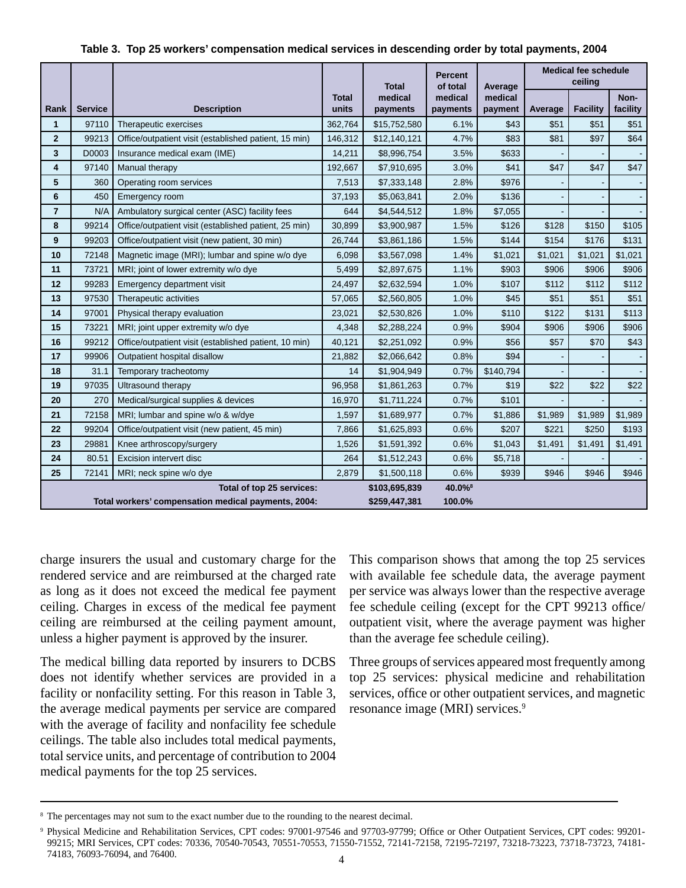**Table 3. Top 25 workers' compensation medical services in descending order by total payments, 2004**

| Rank | Service | Description | Total units | Total medical payments | Percent of total medical payments | Average medical payment | Medical fee schedule ceiling | | |
|---|---|---|---|---|---|---|---|---|---|
| | | | | | | | Average | Facility | Non-facility |
| 1 | 97110 | Therapeutic exercises | 362,764 | $15,752,580 | 6.1% | $43 | $51 | $51 | $51 |
| 2 | 99213 | Office/outpatient visit (established patient, 15 min) | 146,312 | $12,140,121 | 4.7% | $83 | $81 | $97 | $64 |
| 3 | D0003 | Insurance medical exam (IME) | 14,211 | $8,996,754 | 3.5% | $633 | - | - | - |
| 4 | 97140 | Manual therapy | 192,667 | $7,910,695 | 3.0% | $41 | $47 | $47 | $47 |
| 5 | 360 | Operating room services | 7,513 | $7,333,148 | 2.8% | $976 | - | - | - |
| 6 | 450 | Emergency room | 37,193 | $5,063,841 | 2.0% | $136 | - | - | - |
| 7 | N/A | Ambulatory surgical center (ASC) facility fees | 644 | $4,544,512 | 1.8% | $7,055 | - | - | - |
| 8 | 99214 | Office/outpatient visit (established patient, 25 min) | 30,899 | $3,900,987 | 1.5% | $126 | $128 | $150 | $105 |
| 9 | 99203 | Office/outpatient visit (new patient, 30 min) | 26,744 | $3,861,186 | 1.5% | $144 | $154 | $176 | $131 |
| 10 | 72148 | Magnetic image (MRI); lumbar and spine w/o dye | 6,098 | $3,567,098 | 1.4% | $1,021 | $1,021 | $1,021 | $1,021 |
| 11 | 73721 | MRI; joint of lower extremity w/o dye | 5,499 | $2,897,675 | 1.1% | $903 | $906 | $906 | $906 |
| 12 | 99283 | Emergency department visit | 24,497 | $2,632,594 | 1.0% | $107 | $112 | $112 | $112 |
| 13 | 97530 | Therapeutic activities | 57,065 | $2,560,805 | 1.0% | $45 | $51 | $51 | $51 |
| 14 | 97001 | Physical therapy evaluation | 23,021 | $2,530,826 | 1.0% | $110 | $122 | $131 | $113 |
| 15 | 73221 | MRI; joint upper extremity w/o dye | 4,348 | $2,288,224 | 0.9% | $904 | $906 | $906 | $906 |
| 16 | 99212 | Office/outpatient visit (established patient, 10 min) | 40,121 | $2,251,092 | 0.9% | $56 | $57 | $70 | $43 |
| 17 | 99906 | Outpatient hospital disallow | 21,882 | $2,066,642 | 0.8% | $94 | - | - | - |
| 18 | 31.1 | Temporary tracheotomy | 14 | $1,904,949 | 0.7% | $140,794 | - | - | - |
| 19 | 97035 | Ultrasound therapy | 96,958 | $1,861,263 | 0.7% | $19 | $22 | $22 | $22 |
| 20 | 270 | Medical/surgical supplies & devices | 16,970 | $1,711,224 | 0.7% | $101 | - | - | - |
| 21 | 72158 | MRI; lumbar and spine w/o & w/dye | 1,597 | $1,689,977 | 0.7% | $1,886 | $1,989 | $1,989 | $1,989 |
| 22 | 99204 | Office/outpatient visit (new patient, 45 min) | 7,866 | $1,625,893 | 0.6% | $207 | $221 | $250 | $193 |
| 23 | 29881 | Knee arthroscopy/surgery | 1,526 | $1,591,392 | 0.6% | $1,043 | $1,491 | $1,491 | $1,491 |
| 24 | 80.51 | Excision intervert disc | 264 | $1,512,243 | 0.6% | $5,718 | - | - | - |
| 25 | 72141 | MRI; neck spine w/o dye | 2,879 | $1,500,118 | 0.6% | $939 | $946 | $946 | $946 |
| | | **Total of top 25 services:** | | **$103,695,839** | **40.0%**[8] | | | | |
| | | **Total workers' compensation medical payments, 2004:** | | **$259,447,381** | **100.0%** | | | | |

charge insurers the usual and customary charge for the rendered service and are reimbursed at the charged rate as long as it does not exceed the medical fee payment ceiling. Charges in excess of the medical fee payment ceiling are reimbursed at the ceiling payment amount, unless a higher payment is approved by the insurer.

The medical billing data reported by insurers to DCBS does not identify whether services are provided in a facility or nonfacility setting. For this reason in Table 3, the average medical payments per service are compared with the average of facility and nonfacility fee schedule ceilings. The table also includes total medical payments, total service units, and percentage of contribution to 2004 medical payments for the top 25 services.

This comparison shows that among the top 25 services with available fee schedule data, the average payment per service was always lower than the respective average fee schedule ceiling (except for the CPT 99213 office/outpatient visit, where the average payment was higher than the average fee schedule ceiling).

Three groups of services appeared most frequently among top 25 services: physical medicine and rehabilitation services, office or other outpatient services, and magnetic resonance image (MRI) services.[9]

---

[8] The percentages may not sum to the exact number due to the rounding to the nearest decimal.

[9] Physical Medicine and Rehabilitation Services, CPT codes: 97001-97546 and 97703-97799; Office or Other Outpatient Services, CPT codes: 99201-99215; MRI Services, CPT codes: 70336, 70540-70543, 70551-70553, 71550-71552, 72141-72158, 72195-72197, 73218-73223, 73718-73723, 74181-74183, 76093-76094, and 76400.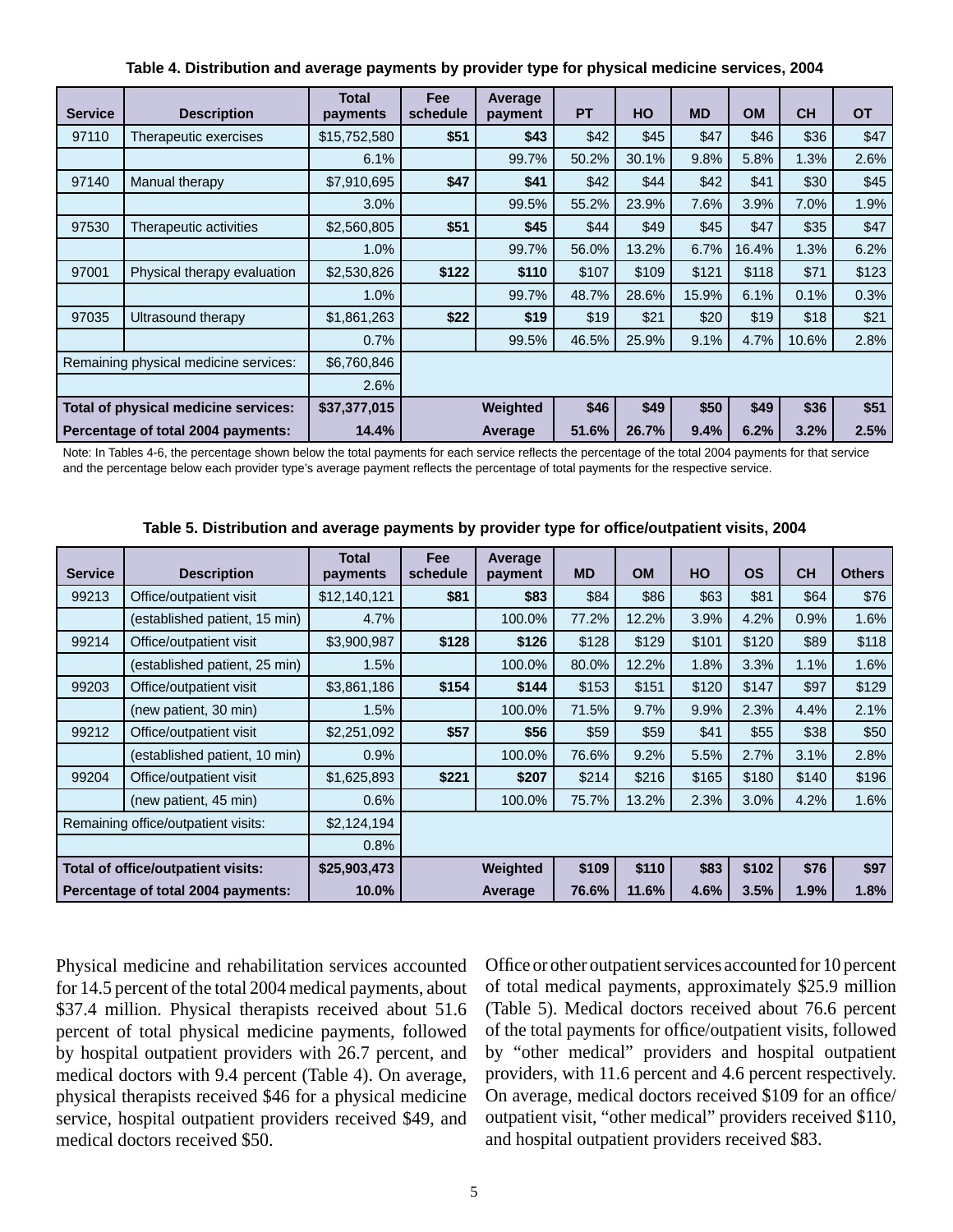**Table 4. Distribution and average payments by provider type for physical medicine services, 2004**

| Service | Description | Total payments | Fee schedule | Average payment | PT | HO | MD | OM | CH | OT |
|---|---|---|---|---|---|---|---|---|---|---|
| 97110 | Therapeutic exercises | $15,752,580 | **$51** | **$43** | $42 | $45 | $47 | $46 | $36 | $47 |
| | | 6.1% | | 99.7% | 50.2% | 30.1% | 9.8% | 5.8% | 1.3% | 2.6% |
| 97140 | Manual therapy | $7,910,695 | **$47** | **$41** | $42 | $44 | $42 | $41 | $30 | $45 |
| | | 3.0% | | 99.5% | 55.2% | 23.9% | 7.6% | 3.9% | 7.0% | 1.9% |
| 97530 | Therapeutic activities | $2,560,805 | **$51** | **$45** | $44 | $49 | $45 | $47 | $35 | $47 |
| | | 1.0% | | 99.7% | 56.0% | 13.2% | 6.7% | 16.4% | 1.3% | 6.2% |
| 97001 | Physical therapy evaluation | $2,530,826 | **$122** | **$110** | $107 | $109 | $121 | $118 | $71 | $123 |
| | | 1.0% | | 99.7% | 48.7% | 28.6% | 15.9% | 6.1% | 0.1% | 0.3% |
| 97035 | Ultrasound therapy | $1,861,263 | **$22** | **$19** | $19 | $21 | $20 | $19 | $18 | $21 |
| | | 0.7% | | 99.5% | 46.5% | 25.9% | 9.1% | 4.7% | 10.6% | 2.8% |
| Remaining physical medicine services: | | $6,760,846 | | | | | | | | |
| | | 2.6% | | | | | | | | |
| **Total of physical medicine services:** | | **$37,377,015** | | **Weighted** | **$46** | **$49** | **$50** | **$49** | **$36** | **$51** |
| **Percentage of total 2004 payments:** | | **14.4%** | | **Average** | **51.6%** | **26.7%** | **9.4%** | **6.2%** | **3.2%** | **2.5%** |

Note: In Tables 4-6, the percentage shown below the total payments for each service reflects the percentage of the total 2004 payments for that service and the percentage below each provider type's average payment reflects the percentage of total payments for the respective service.

**Table 5. Distribution and average payments by provider type for office/outpatient visits, 2004**

| Service | Description | Total payments | Fee schedule | Average payment | MD | OM | HO | OS | CH | Others |
|---|---|---|---|---|---|---|---|---|---|---|
| 99213 | Office/outpatient visit | $12,140,121 | **$81** | **$83** | $84 | $86 | $63 | $81 | $64 | $76 |
| | (established patient, 15 min) | 4.7% | | 100.0% | 77.2% | 12.2% | 3.9% | 4.2% | 0.9% | 1.6% |
| 99214 | Office/outpatient visit | $3,900,987 | **$128** | **$126** | $128 | $129 | $101 | $120 | $89 | $118 |
| | (established patient, 25 min) | 1.5% | | 100.0% | 80.0% | 12.2% | 1.8% | 3.3% | 1.1% | 1.6% |
| 99203 | Office/outpatient visit | $3,861,186 | **$154** | **$144** | $153 | $151 | $120 | $147 | $97 | $129 |
| | (new patient, 30 min) | 1.5% | | 100.0% | 71.5% | 9.7% | 9.9% | 2.3% | 4.4% | 2.1% |
| 99212 | Office/outpatient visit | $2,251,092 | **$57** | **$56** | $59 | $59 | $41 | $55 | $38 | $50 |
| | (established patient, 10 min) | 0.9% | | 100.0% | 76.6% | 9.2% | 5.5% | 2.7% | 3.1% | 2.8% |
| 99204 | Office/outpatient visit | $1,625,893 | **$221** | **$207** | $214 | $216 | $165 | $180 | $140 | $196 |
| | (new patient, 45 min) | 0.6% | | 100.0% | 75.7% | 13.2% | 2.3% | 3.0% | 4.2% | 1.6% |
| Remaining office/outpatient visits: | | $2,124,194 | | | | | | | | |
| | | 0.8% | | | | | | | | |
| **Total of office/outpatient visits:** | | **$25,903,473** | | **Weighted** | **$109** | **$110** | **$83** | **$102** | **$76** | **$97** |
| **Percentage of total 2004 payments:** | | **10.0%** | | **Average** | **76.6%** | **11.6%** | **4.6%** | **3.5%** | **1.9%** | **1.8%** |

Physical medicine and rehabilitation services accounted for 14.5 percent of the total 2004 medical payments, about $37.4 million. Physical therapists received about 51.6 percent of total physical medicine payments, followed by hospital outpatient providers with 26.7 percent, and medical doctors with 9.4 percent (Table 4). On average, physical therapists received $46 for a physical medicine service, hospital outpatient providers received $49, and medical doctors received $50.

Office or other outpatient services accounted for 10 percent of total medical payments, approximately $25.9 million (Table 5). Medical doctors received about 76.6 percent of the total payments for office/outpatient visits, followed by "other medical" providers and hospital outpatient providers, with 11.6 percent and 4.6 percent respectively. On average, medical doctors received $109 for an office/outpatient visit, "other medical" providers received $110, and hospital outpatient providers received $83.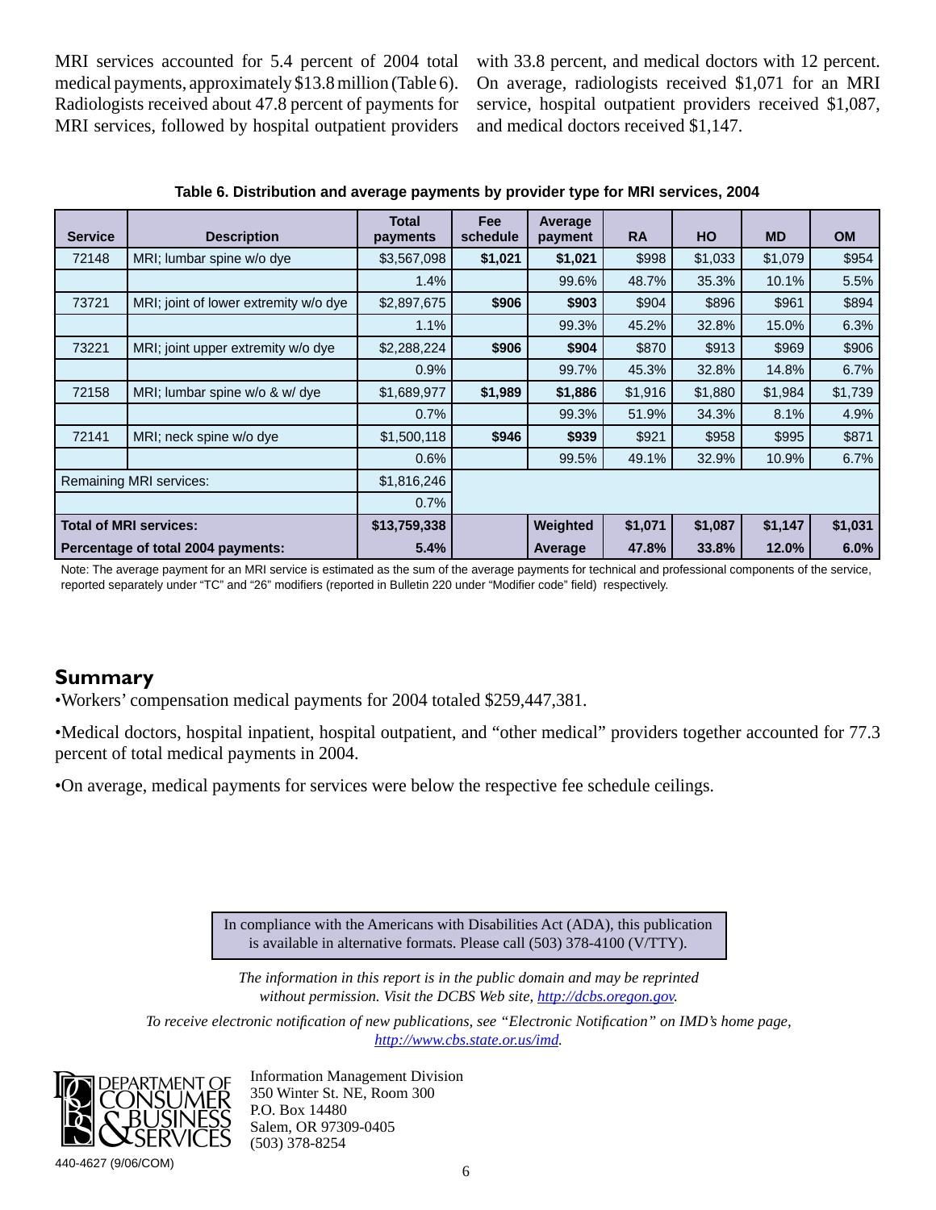MRI services accounted for 5.4 percent of 2004 total medical payments, approximately $13.8 million (Table 6). Radiologists received about 47.8 percent of payments for MRI services, followed by hospital outpatient providers with 33.8 percent, and medical doctors with 12 percent. On average, radiologists received $1,071 for an MRI service, hospital outpatient providers received $1,087, and medical doctors received $1,147.

**Table 6. Distribution and average payments by provider type for MRI services, 2004**

| Service | Description | Total payments | Fee schedule | Average payment | RA | HO | MD | OM |
|---|---|---|---|---|---|---|---|---|
| 72148 | MRI; lumbar spine w/o dye | $3,567,098 | **$1,021** | **$1,021** | $998 | $1,033 | $1,079 | $954 |
| | | 1.4% | | 99.6% | 48.7% | 35.3% | 10.1% | 5.5% |
| 73721 | MRI; joint of lower extremity w/o dye | $2,897,675 | **$906** | **$903** | $904 | $896 | $961 | $894 |
| | | 1.1% | | 99.3% | 45.2% | 32.8% | 15.0% | 6.3% |
| 73221 | MRI; joint upper extremity w/o dye | $2,288,224 | **$906** | **$904** | $870 | $913 | $969 | $906 |
| | | 0.9% | | 99.7% | 45.3% | 32.8% | 14.8% | 6.7% |
| 72158 | MRI; lumbar spine w/o & w/ dye | $1,689,977 | **$1,989** | **$1,886** | $1,916 | $1,880 | $1,984 | $1,739 |
| | | 0.7% | | 99.3% | 51.9% | 34.3% | 8.1% | 4.9% |
| 72141 | MRI; neck spine w/o dye | $1,500,118 | **$946** | **$939** | $921 | $958 | $995 | $871 |
| | | 0.6% | | 99.5% | 49.1% | 32.9% | 10.9% | 6.7% |
| Remaining MRI services: | | $1,816,246 | | | | | | |
| | | 0.7% | | | | | | |
| **Total of MRI services:** | | **$13,759,338** | | **Weighted** | **$1,071** | **$1,087** | **$1,147** | **$1,031** |
| **Percentage of total 2004 payments:** | | **5.4%** | | **Average** | **47.8%** | **33.8%** | **12.0%** | **6.0%** |

Note: The average payment for an MRI service is estimated as the sum of the average payments for technical and professional components of the service, reported separately under "TC" and "26" modifiers (reported in Bulletin 220 under "Modifier code" field) respectively.

## Summary

•Workers' compensation medical payments for 2004 totaled $259,447,381.

•Medical doctors, hospital inpatient, hospital outpatient, and "other medical" providers together accounted for 77.3 percent of total medical payments in 2004.

•On average, medical payments for services were below the respective fee schedule ceilings.

In compliance with the Americans with Disabilities Act (ADA), this publication is available in alternative formats. Please call (503) 378-4100 (V/TTY).

*The information in this report is in the public domain and may be reprinted without permission. Visit the DCBS Web site, http://dcbs.oregon.gov.*

*To receive electronic notification of new publications, see "Electronic Notification" on IMD's home page, http://www.cbs.state.or.us/imd.*

DEPARTMENT OF CONSUMER & BUSINESS SERVICES

Information Management Division
350 Winter St. NE, Room 300
P.O. Box 14480
Salem, OR 97309-0405
(503) 378-8254

440-4627 (9/06/COM)